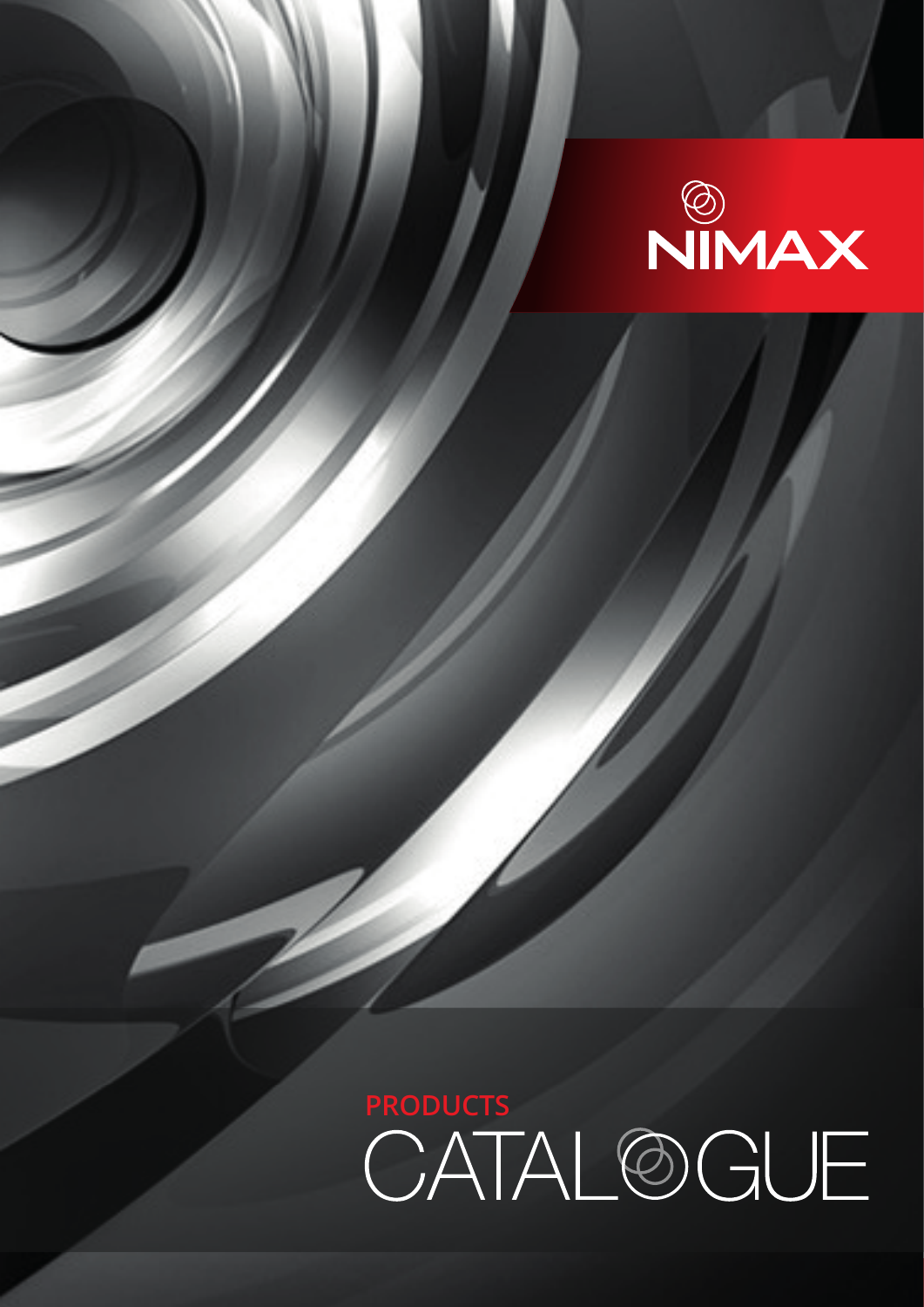NIMAX

PRODUCTS

# CATALOGUE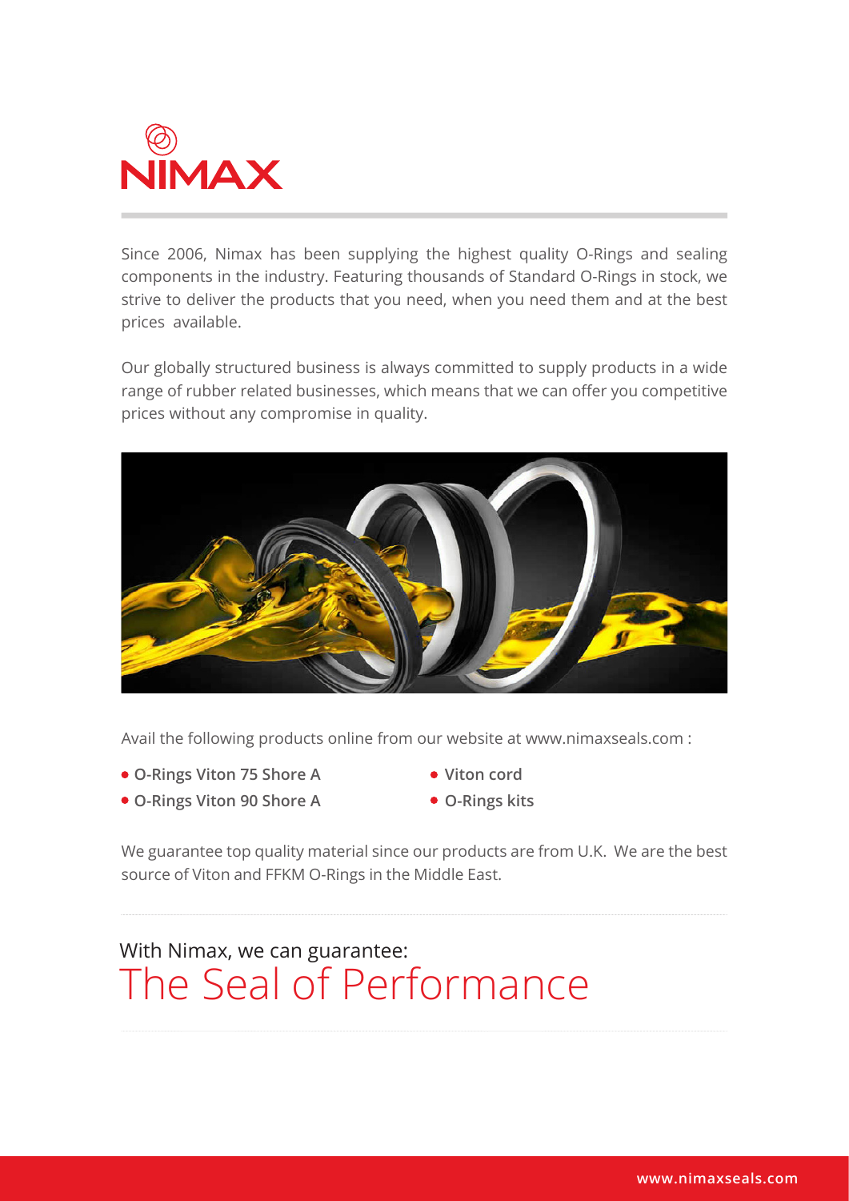# NIMAX

Since 2006, Nimax has been supplying the highest quality O-Rings and sealing components in the industry. Featuring thousands of Standard O-Rings in stock, we strive to deliver the products that you need, when you need them and at the best prices available.

Our globally structured business is always committed to supply products in a wide range of rubber related businesses, which means that we can offer you competitive prices without any compromise in quality.

Avail the following products online from our website at www.nimaxseals.com :

- **O-Rings Viton 75 Shore A**
- **O-Rings Viton 90 Shore A**
- **Viton cord**
- **O-Rings kits**

We guarantee top quality material since our products are from U.K. We are the best source of Viton and FFKM O-Rings in the Middle East.

With Nimax, we can guarantee:

## The Seal of Performance

www.nimaxseals.com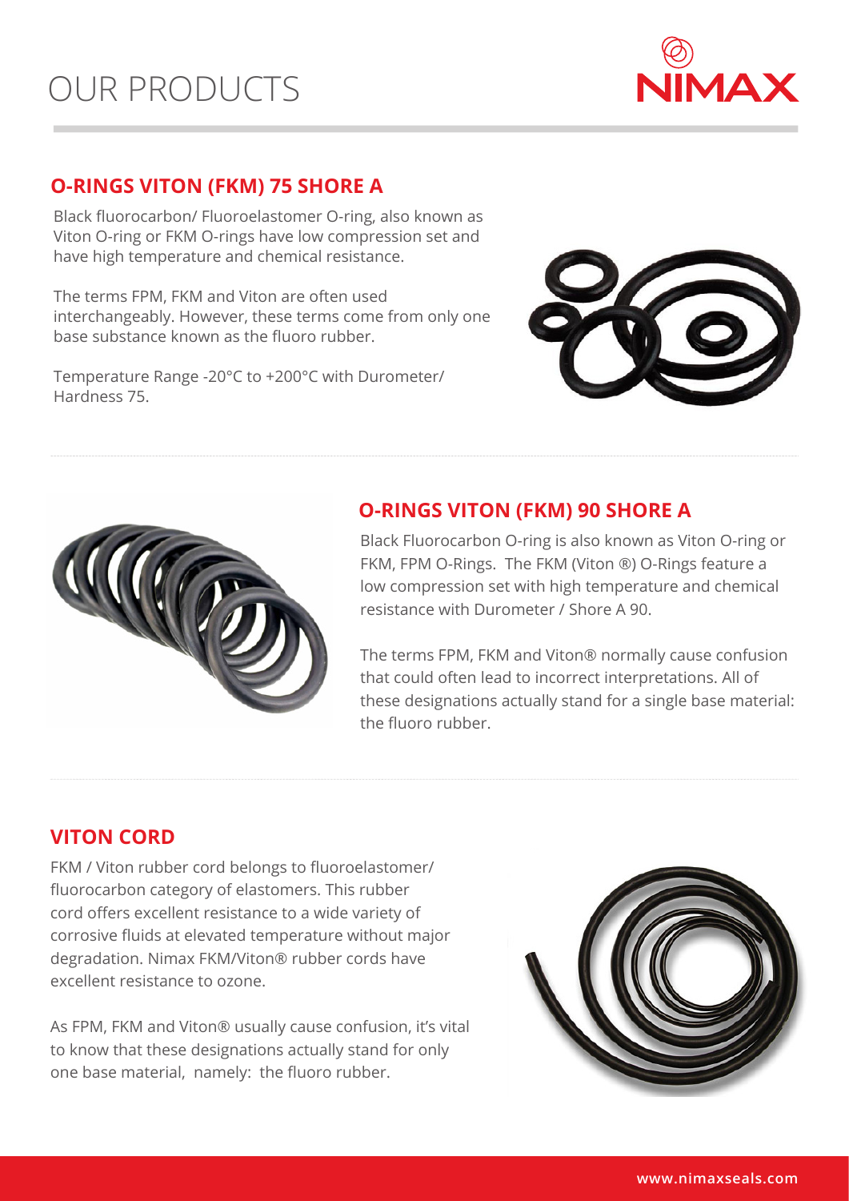# OUR PRODUCTS

## O-RINGS VITON (FKM) 75 SHORE A

Black fluorocarbon/ Fluoroelastomer O-ring, also known as Viton O-ring or FKM O-rings have low compression set and have high temperature and chemical resistance.

The terms FPM, FKM and Viton are often used interchangeably. However, these terms come from only one base substance known as the fluoro rubber.

Temperature Range -20°C to +200°C with Durometer/ Hardness 75.

## O-RINGS VITON (FKM) 90 SHORE A

Black Fluorocarbon O-ring is also known as Viton O-ring or FKM, FPM O-Rings. The FKM (Viton ®) O-Rings feature a low compression set with high temperature and chemical resistance with Durometer / Shore A 90.

The terms FPM, FKM and Viton® normally cause confusion that could often lead to incorrect interpretations. All of these designations actually stand for a single base material: the fluoro rubber.

## VITON CORD

FKM / Viton rubber cord belongs to fluoroelastomer/ fluorocarbon category of elastomers. This rubber cord offers excellent resistance to a wide variety of corrosive fluids at elevated temperature without major degradation. Nimax FKM/Viton® rubber cords have excellent resistance to ozone.

As FPM, FKM and Viton® usually cause confusion, it's vital to know that these designations actually stand for only one base material, namely: the fluoro rubber.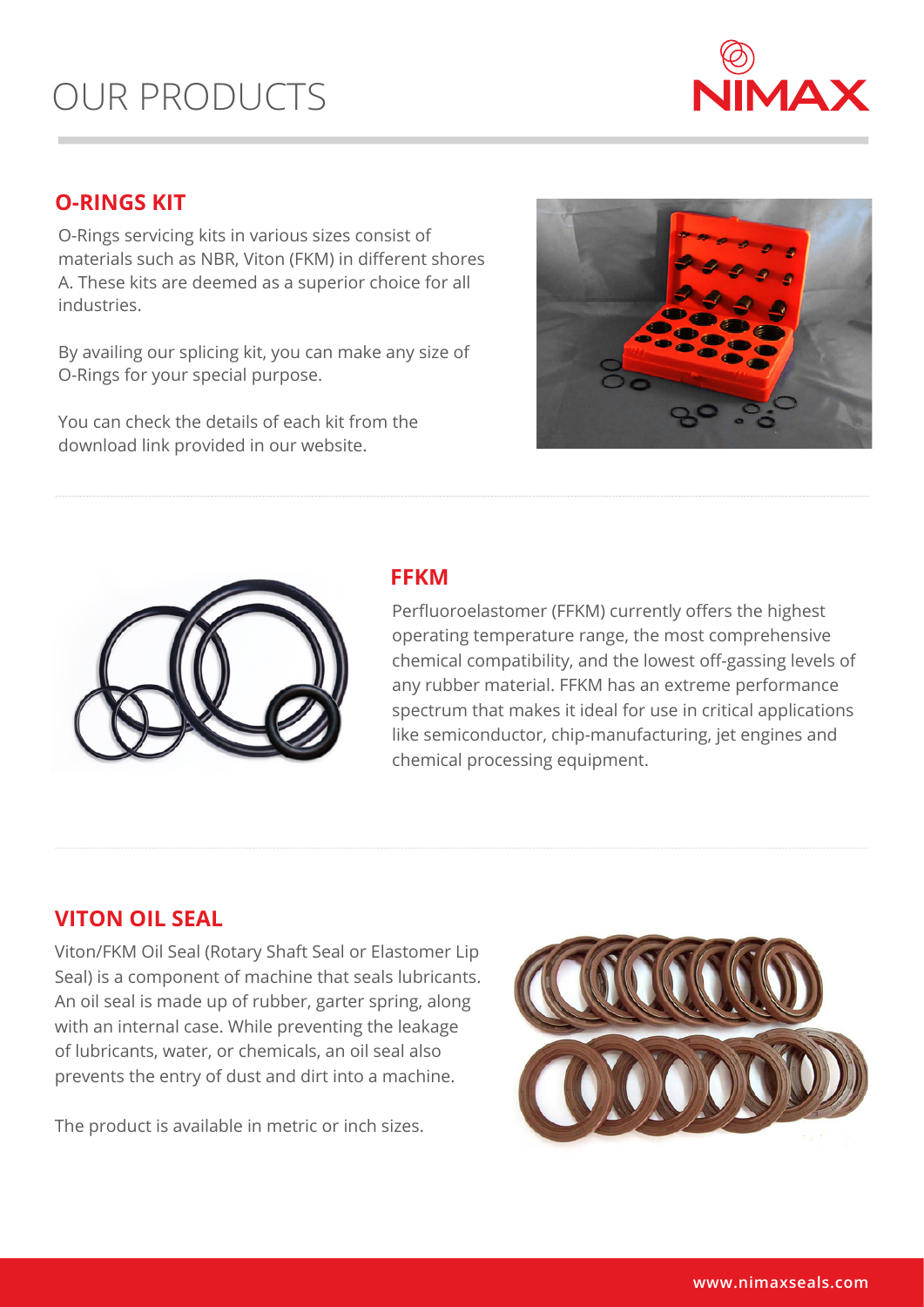# OUR PRODUCTS

## O-RINGS KIT

O-Rings servicing kits in various sizes consist of materials such as NBR, Viton (FKM) in different shores A. These kits are deemed as a superior choice for all industries.

By availing our splicing kit, you can make any size of O-Rings for your special purpose.

You can check the details of each kit from the download link provided in our website.

## FFKM

Perfluoroelastomer (FFKM) currently offers the highest operating temperature range, the most comprehensive chemical compatibility, and the lowest off-gassing levels of any rubber material. FFKM has an extreme performance spectrum that makes it ideal for use in critical applications like semiconductor, chip-manufacturing, jet engines and chemical processing equipment.

## VITON OIL SEAL

Viton/FKM Oil Seal (Rotary Shaft Seal or Elastomer Lip Seal) is a component of machine that seals lubricants. An oil seal is made up of rubber, garter spring, along with an internal case. While preventing the leakage of lubricants, water, or chemicals, an oil seal also prevents the entry of dust and dirt into a machine.

The product is available in metric or inch sizes.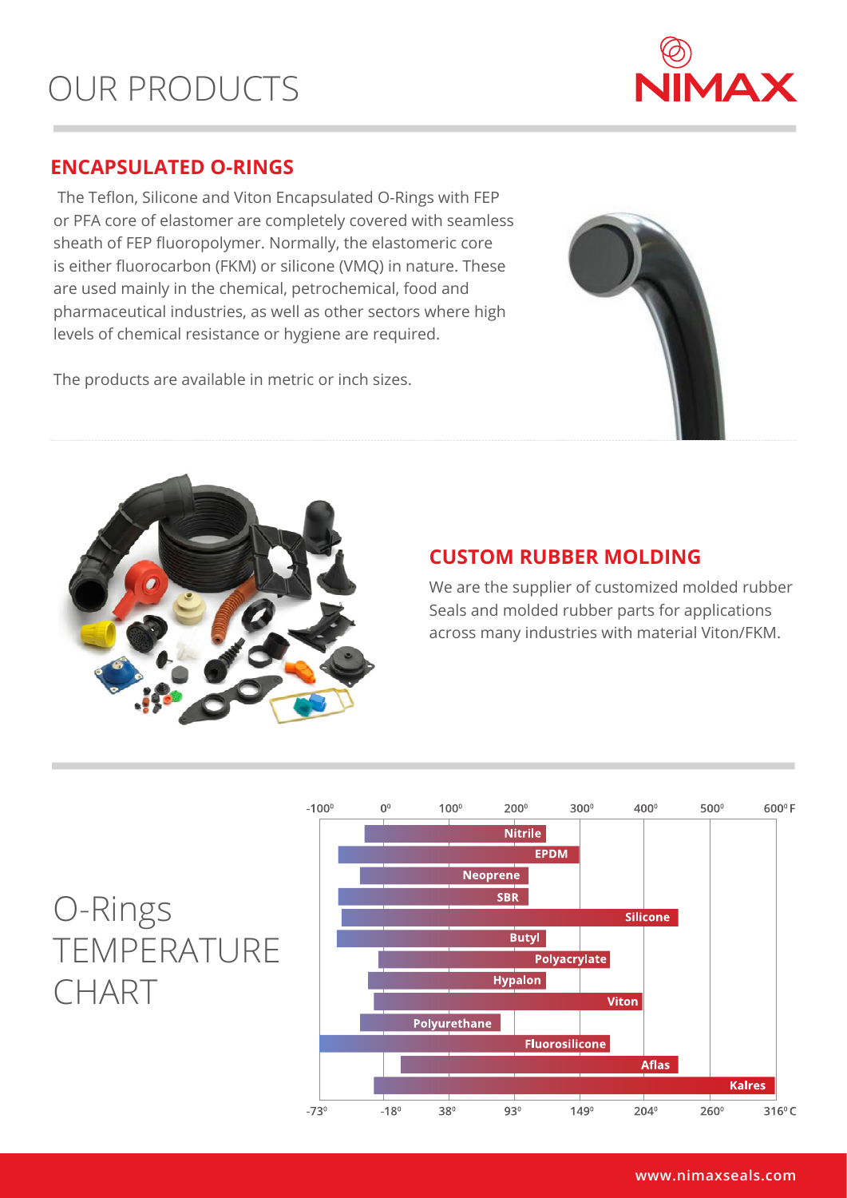# OUR PRODUCTS

## ENCAPSULATED O-RINGS

The Teflon, Silicone and Viton Encapsulated O-Rings with FEP or PFA core of elastomer are completely covered with seamless sheath of FEP fluoropolymer. Normally, the elastomeric core is either fluorocarbon (FKM) or silicone (VMQ) in nature. These are used mainly in the chemical, petrochemical, food and pharmaceutical industries, as well as other sectors where high levels of chemical resistance or hygiene are required.

The products are available in metric or inch sizes.

## CUSTOM RUBBER MOLDING

We are the supplier of customized molded rubber Seals and molded rubber parts for applications across many industries with material Viton/FKM.

## O-Rings TEMPERATURE CHART

°F scale: -100°, 0°, 100°, 200°, 300°, 400°, 500°, 600° F

°C scale: -73°, -18°, 38°, 93°, 149°, 204°, 260°, 316° C

- Nitrile
- EPDM
- Neoprene
- SBR
- Silicone
- Butyl
- Polyacrylate
- Hypalon
- Viton
- Polyurethane
- Fluorosilicone
- Aflas
- Kalres

www.nimaxseals.com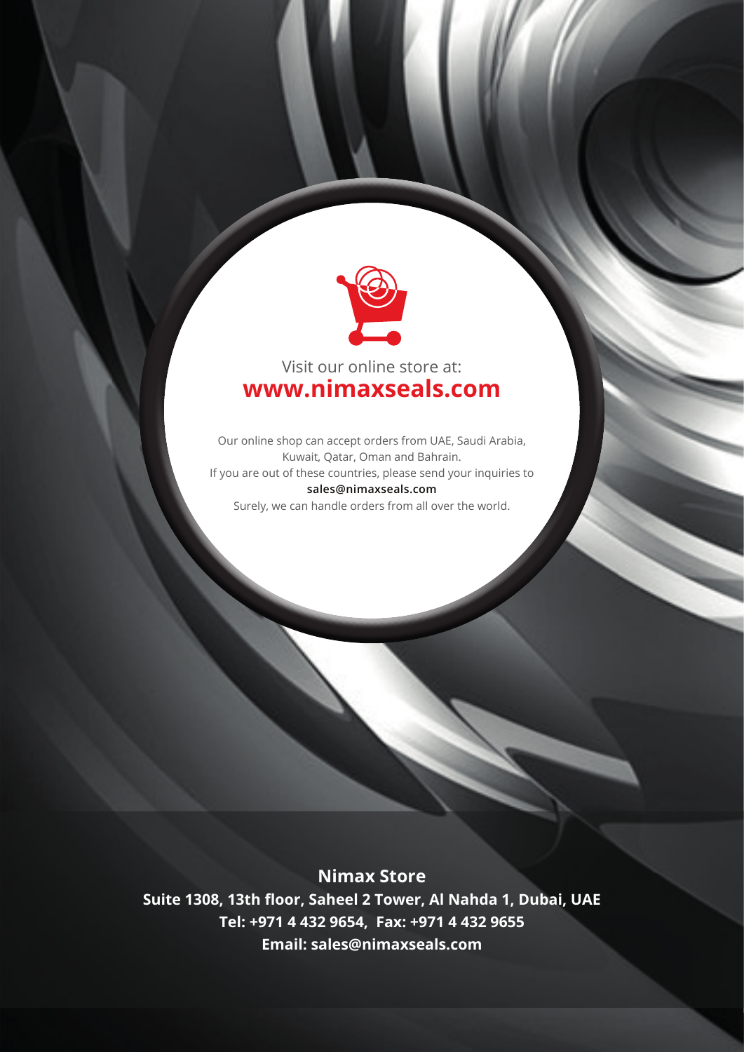Visit our online store at:

**www.nimaxseals.com**

Our online shop can accept orders from UAE, Saudi Arabia, Kuwait, Qatar, Oman and Bahrain.
If you are out of these countries, please send your inquiries to **sales@nimaxseals.com**
Surely, we can handle orders from all over the world.

**Nimax Store**
**Suite 1308, 13th floor, Saheel 2 Tower, Al Nahda 1, Dubai, UAE**
**Tel: +971 4 432 9654, Fax: +971 4 432 9655**
**Email: sales@nimaxseals.com**